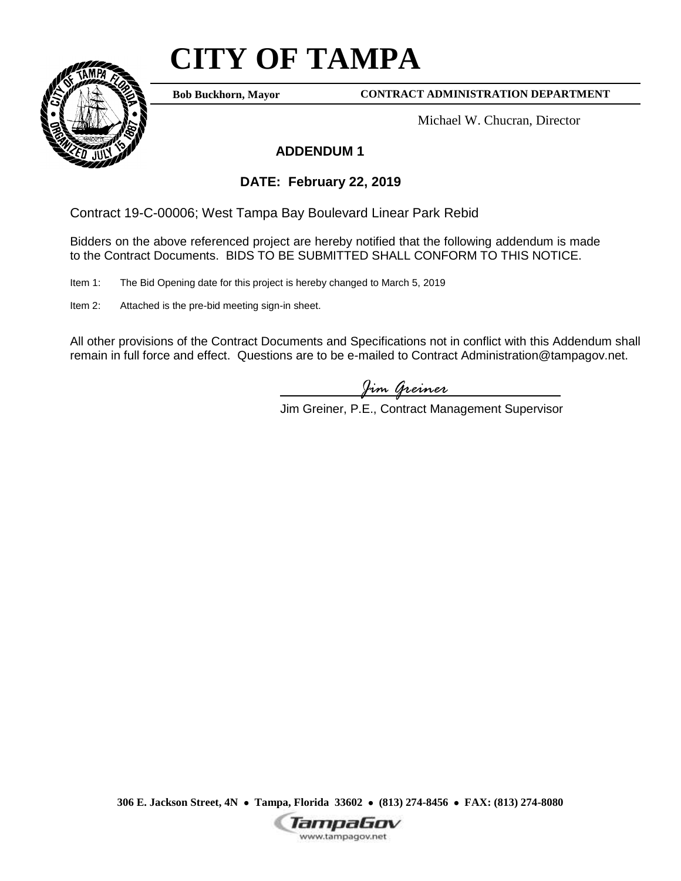# CITY OF TAMPA

**Bob Buckhorn, Mayor** **CONTRACT ADMINISTRATION DEPARTMENT**

Michael W. Chucran, Director

## ADDENDUM 1

## DATE: February 22, 2019

Contract 19-C-00006; West Tampa Bay Boulevard Linear Park Rebid

Bidders on the above referenced project are hereby notified that the following addendum is made to the Contract Documents. BIDS TO BE SUBMITTED SHALL CONFORM TO THIS NOTICE.

Item 1: The Bid Opening date for this project is hereby changed to March 5, 2019

Item 2: Attached is the pre-bid meeting sign-in sheet.

All other provisions of the Contract Documents and Specifications not in conflict with this Addendum shall remain in full force and effect. Questions are to be e-mailed to Contract Administration@tampagov.net.

*Jim Greiner*

Jim Greiner, P.E., Contract Management Supervisor

**306 E. Jackson Street, 4N • Tampa, Florida 33602 • (813) 274-8456 • FAX: (813) 274-8080**

TampaGov
www.tampagov.net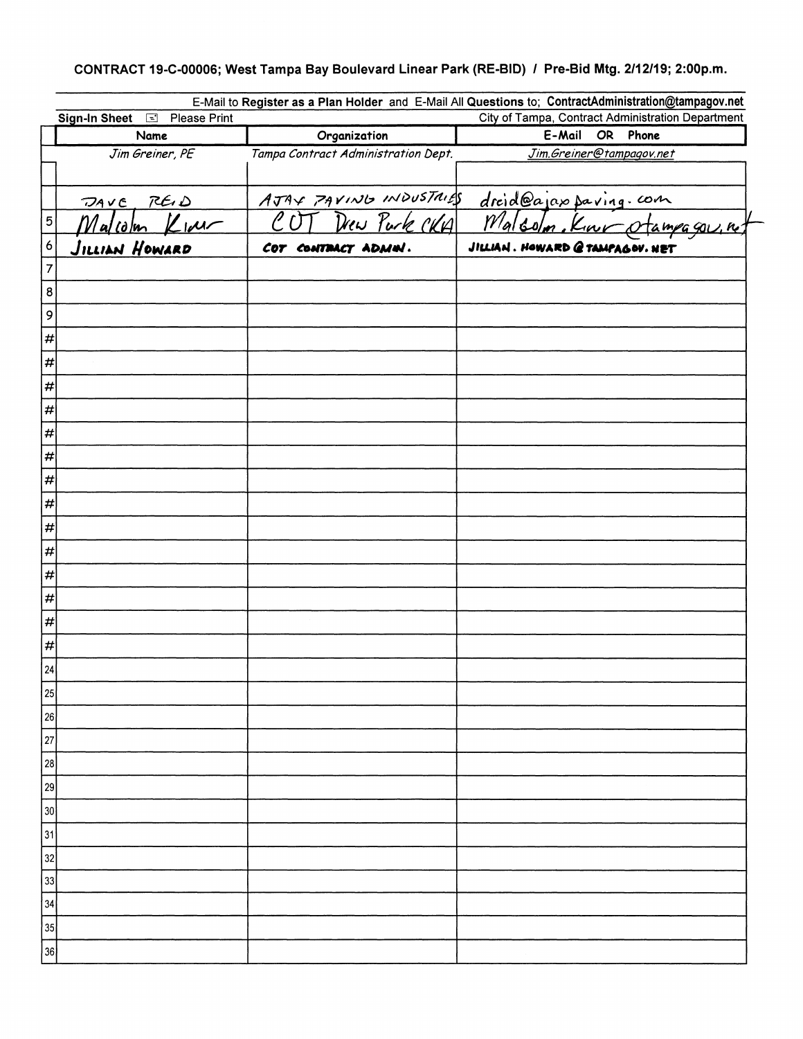**CONTRACT 19-C-00006; West Tampa Bay Boulevard Linear Park (RE-BID) / Pre-Bid Mtg. 2/12/19; 2:00p.m.**

E-Mail to **Register as a Plan Holder** and E-Mail All **Questions** to; **ContractAdministration@tampagov.net**

**Sign-In Sheet** Please Print

City of Tampa, Contract Administration Department

| | Name | Organization | E-Mail OR Phone |
|---|---|---|---|
| | *Jim Greiner, PE* | *Tampa Contract Administration Dept.* | *Jim.Greiner@tampagov.net* |
| | | | |
| | DAVE REID | AJAX PAVING INDUSTRIES | dreid@ajaxpaving.com |
| 5 | Malcolm Kiur | COT Drew Park CRA | Malcolm.Kiur@tampagov.net |
| 6 | JILLIAN HOWARD | COT CONTRACT ADMIN. | JILLIAN.HOWARD@TAMPAGOV.NET |
| 7 | | | |
| 8 | | | |
| 9 | | | |
| # | | | |
| # | | | |
| # | | | |
| # | | | |
| # | | | |
| # | | | |
| # | | | |
| # | | | |
| # | | | |
| # | | | |
| # | | | |
| # | | | |
| # | | | |
| 24 | | | |
| 25 | | | |
| 26 | | | |
| 27 | | | |
| 28 | | | |
| 29 | | | |
| 30 | | | |
| 31 | | | |
| 32 | | | |
| 33 | | | |
| 34 | | | |
| 35 | | | |
| 36 | | | |